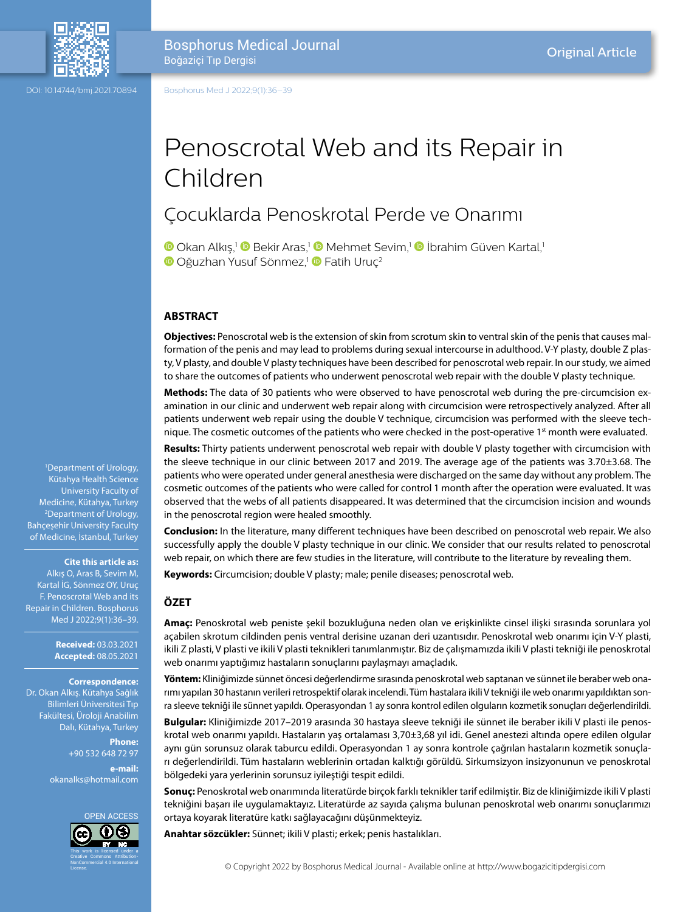# Penoscrotal Web and its Repair in Children

## Çocuklarda Penoskrotal Perde ve Onarımı

Okan Alkış,[1] Bekir Aras,[1] Mehmet Sevim,[1] İbrahim Güven Kartal,[1] Oğuzhan Yusuf Sönmez,[1] Fatih Uruç[2]

[1]Department of Urology, Kütahya Health Science University Faculty of Medicine, Kütahya, Turkey
[2]Department of Urology, Bahçeşehir University Faculty of Medicine, İstanbul, Turkey

**Cite this article as:** Alkış O, Aras B, Sevim M, Kartal İG, Sönmez OY, Uruç F. Penoscrotal Web and its Repair in Children. Bosphorus Med J 2022;9(1):36–39.

**Received:** 03.03.2021
**Accepted:** 08.05.2021

**Correspondence:** Dr. Okan Alkış. Kütahya Sağlık Bilimleri Üniversitesi Tıp Fakültesi, Üroloji Anabilim Dalı, Kütahya, Turkey

**Phone:** +90 532 648 72 97

**e-mail:** okanalks@hotmail.com

DOI: 10.14744/bmj.2021.70894

OPEN ACCESS

This work is licensed under a Creative Commons Attribution-NonCommercial 4.0 International License.

## ABSTRACT

**Objectives:** Penoscrotal web is the extension of skin from scrotum skin to ventral skin of the penis that causes malformation of the penis and may lead to problems during sexual intercourse in adulthood. V-Y plasty, double Z plasty, V plasty, and double V plasty techniques have been described for penoscrotal web repair. In our study, we aimed to share the outcomes of patients who underwent penoscrotal web repair with the double V plasty technique.

**Methods:** The data of 30 patients who were observed to have penoscrotal web during the pre-circumcision examination in our clinic and underwent web repair along with circumcision were retrospectively analyzed. After all patients underwent web repair using the double V technique, circumcision was performed with the sleeve technique. The cosmetic outcomes of the patients who were checked in the post-operative 1st month were evaluated.

**Results:** Thirty patients underwent penoscrotal web repair with double V plasty together with circumcision with the sleeve technique in our clinic between 2017 and 2019. The average age of the patients was 3.70±3.68. The patients who were operated under general anesthesia were discharged on the same day without any problem. The cosmetic outcomes of the patients who were called for control 1 month after the operation were evaluated. It was observed that the webs of all patients disappeared. It was determined that the circumcision incision and wounds in the penoscrotal region were healed smoothly.

**Conclusion:** In the literature, many different techniques have been described on penoscrotal web repair. We also successfully apply the double V plasty technique in our clinic. We consider that our results related to penoscrotal web repair, on which there are few studies in the literature, will contribute to the literature by revealing them.

**Keywords:** Circumcision; double V plasty; male; penile diseases; penoscrotal web.

## ÖZET

**Amaç:** Penoskrotal web peniste şekil bozukluğuna neden olan ve erişkinlikte cinsel ilişki sırasında sorunlara yol açabilen skrotum cildinden penis ventral derisine uzanan deri uzantısıdır. Penoskrotal web onarımı için V-Y plasti, ikili Z plasti, V plasti ve ikili V plasti teknikleri tanımlanmıştır. Biz de çalışmamızda ikili V plasti tekniği ile penoskrotal web onarımı yaptığımız hastaların sonuçlarını paylaşmayı amaçladık.

**Yöntem:** Kliniğimizde sünnet öncesi değerlendirme sırasında penoskrotal web saptanan ve sünnet ile beraber web onarımı yapılan 30 hastanın verileri retrospektif olarak incelendi. Tüm hastalara ikili V tekniği ile web onarımı yapıldıktan sonra sleeve tekniği ile sünnet yapıldı. Operasyondan 1 ay sonra kontrol edilen olguların kozmetik sonuçları değerlendirildi.

**Bulgular:** Kliniğimizde 2017–2019 arasında 30 hastaya sleeve tekniği ile sünnet ile beraber ikili V plasti ile penoskrotal web onarımı yapıldı. Hastaların yaş ortalaması 3,70±3,68 yıl idi. Genel anestezi altında opere edilen olgular aynı gün sorunsuz olarak taburcu edildi. Operasyondan 1 ay sonra kontrole çağrılan hastaların kozmetik sonuçları değerlendirildi. Tüm hastaların weblerinin ortadan kalktığı görüldü. Sirkumsizyon insizyonunun ve penoskrotal bölgedeki yara yerlerinin sorunsuz iyileştiği tespit edildi.

**Sonuç:** Penoskrotal web onarımında literatürde birçok farklı teknikler tarif edilmiştir. Biz de kliniğimizde ikili V plasti tekniğini başarı ile uygulamaktayız. Literatürde az sayıda çalışma bulunan penoskrotal web onarımı sonuçlarımızı ortaya koyarak literatüre katkı sağlayacağını düşünmekteyiz.

**Anahtar sözcükler:** Sünnet; ikili V plasti; erkek; penis hastalıkları.

© Copyright 2022 by Bosphorus Medical Journal - Available online at http://www.bogazicitipdergisi.com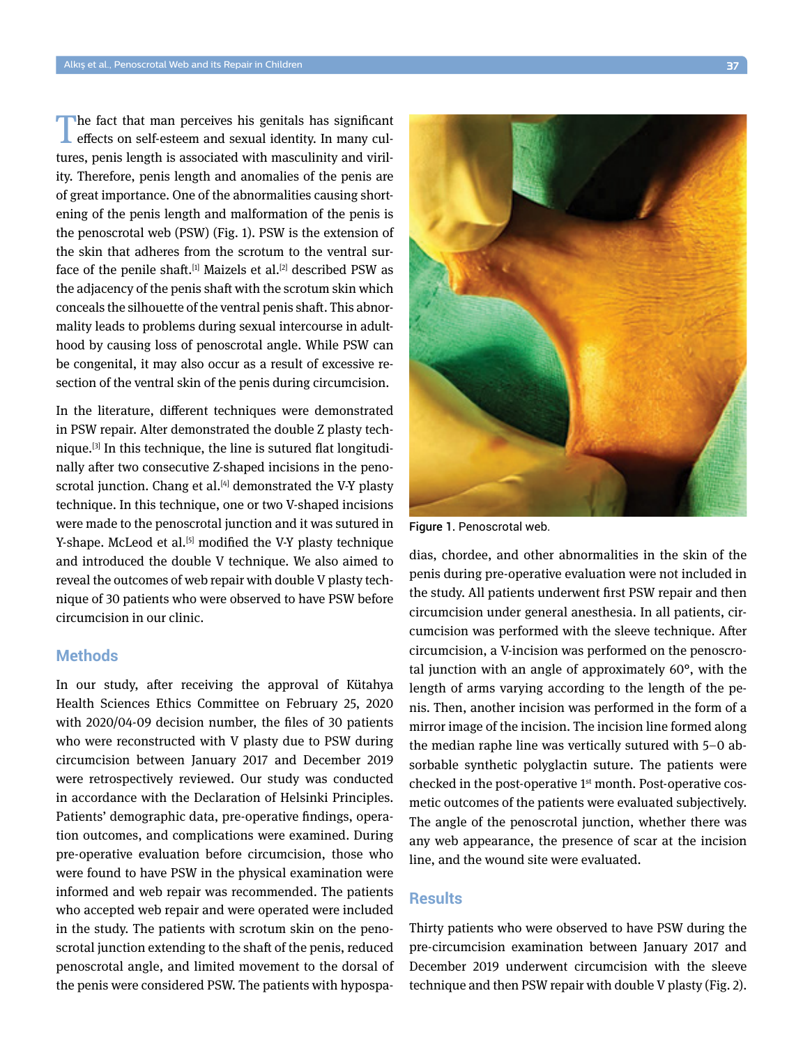The fact that man perceives his genitals has significant effects on self-esteem and sexual identity. In many cultures, penis length is associated with masculinity and virility. Therefore, penis length and anomalies of the penis are of great importance. One of the abnormalities causing shortening of the penis length and malformation of the penis is the penoscrotal web (PSW) (Fig. 1). PSW is the extension of the skin that adheres from the scrotum to the ventral surface of the penile shaft.[1] Maizels et al.[2] described PSW as the adjacency of the penis shaft with the scrotum skin which conceals the silhouette of the ventral penis shaft. This abnormality leads to problems during sexual intercourse in adulthood by causing loss of penoscrotal angle. While PSW can be congenital, it may also occur as a result of excessive resection of the ventral skin of the penis during circumcision.

In the literature, different techniques were demonstrated in PSW repair. Alter demonstrated the double Z plasty technique.[3] In this technique, the line is sutured flat longitudinally after two consecutive Z-shaped incisions in the penoscrotal junction. Chang et al.[4] demonstrated the V-Y plasty technique. In this technique, one or two V-shaped incisions were made to the penoscrotal junction and it was sutured in Y-shape. McLeod et al.[5] modified the V-Y plasty technique and introduced the double V technique. We also aimed to reveal the outcomes of web repair with double V plasty technique of 30 patients who were observed to have PSW before circumcision in our clinic.

Figure 1. Penoscrotal web.

## Methods

In our study, after receiving the approval of Kütahya Health Sciences Ethics Committee on February 25, 2020 with 2020/04-09 decision number, the files of 30 patients who were reconstructed with V plasty due to PSW during circumcision between January 2017 and December 2019 were retrospectively reviewed. Our study was conducted in accordance with the Declaration of Helsinki Principles. Patients' demographic data, pre-operative findings, operation outcomes, and complications were examined. During pre-operative evaluation before circumcision, those who were found to have PSW in the physical examination were informed and web repair was recommended. The patients who accepted web repair and were operated were included in the study. The patients with scrotum skin on the penoscrotal junction extending to the shaft of the penis, reduced penoscrotal angle, and limited movement to the dorsal of the penis were considered PSW. The patients with hypospadias, chordee, and other abnormalities in the skin of the penis during pre-operative evaluation were not included in the study. All patients underwent first PSW repair and then circumcision under general anesthesia. In all patients, circumcision was performed with the sleeve technique. After circumcision, a V-incision was performed on the penoscrotal junction with an angle of approximately 60°, with the length of arms varying according to the length of the penis. Then, another incision was performed in the form of a mirror image of the incision. The incision line formed along the median raphe line was vertically sutured with 5–0 absorbable synthetic polyglactin suture. The patients were checked in the post-operative 1st month. Post-operative cosmetic outcomes of the patients were evaluated subjectively. The angle of the penoscrotal junction, whether there was any web appearance, the presence of scar at the incision line, and the wound site were evaluated.

## Results

Thirty patients who were observed to have PSW during the pre-circumcision examination between January 2017 and December 2019 underwent circumcision with the sleeve technique and then PSW repair with double V plasty (Fig. 2).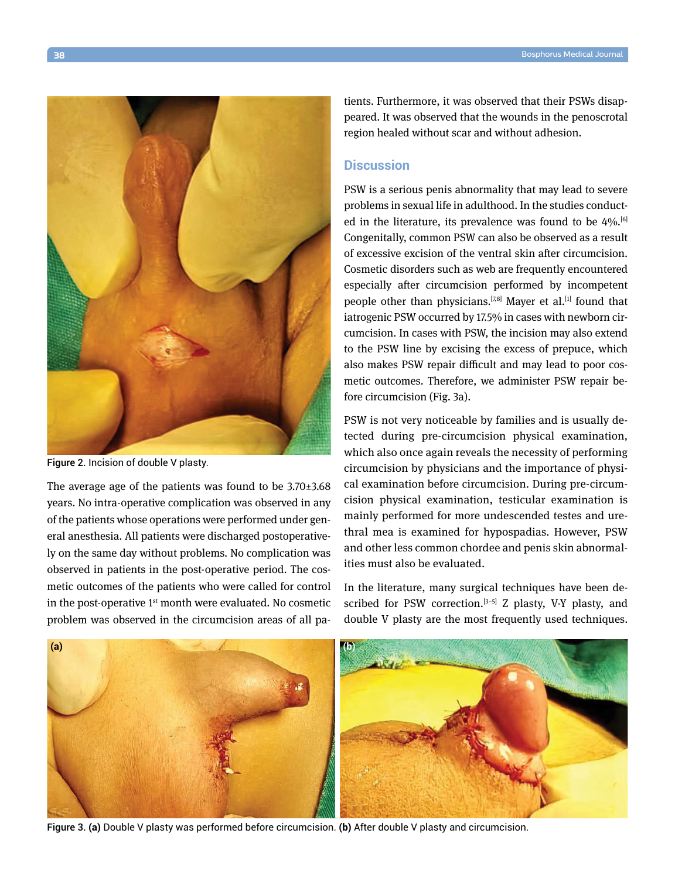Figure 2. Incision of double V plasty.

The average age of the patients was found to be 3.70±3.68 years. No intra-operative complication was observed in any of the patients whose operations were performed under general anesthesia. All patients were discharged postoperatively on the same day without problems. No complication was observed in patients in the post-operative period. The cosmetic outcomes of the patients who were called for control in the post-operative 1st month were evaluated. No cosmetic problem was observed in the circumcision areas of all patients. Furthermore, it was observed that their PSWs disappeared. It was observed that the wounds in the penoscrotal region healed without scar and without adhesion.

## Discussion

PSW is a serious penis abnormality that may lead to severe problems in sexual life in adulthood. In the studies conducted in the literature, its prevalence was found to be 4%.[6] Congenitally, common PSW can also be observed as a result of excessive excision of the ventral skin after circumcision. Cosmetic disorders such as web are frequently encountered especially after circumcision performed by incompetent people other than physicians.[7,8] Mayer et al.[1] found that iatrogenic PSW occurred by 17.5% in cases with newborn circumcision. In cases with PSW, the incision may also extend to the PSW line by excising the excess of prepuce, which also makes PSW repair difficult and may lead to poor cosmetic outcomes. Therefore, we administer PSW repair before circumcision (Fig. 3a).

PSW is not very noticeable by families and is usually detected during pre-circumcision physical examination, which also once again reveals the necessity of performing circumcision by physicians and the importance of physical examination before circumcision. During pre-circumcision physical examination, testicular examination is mainly performed for more undescended testes and urethral mea is examined for hypospadias. However, PSW and other less common chordee and penis skin abnormalities must also be evaluated.

In the literature, many surgical techniques have been described for PSW correction.[3–5] Z plasty, V-Y plasty, and double V plasty are the most frequently used techniques.

Figure 3. **(a)** Double V plasty was performed before circumcision. **(b)** After double V plasty and circumcision.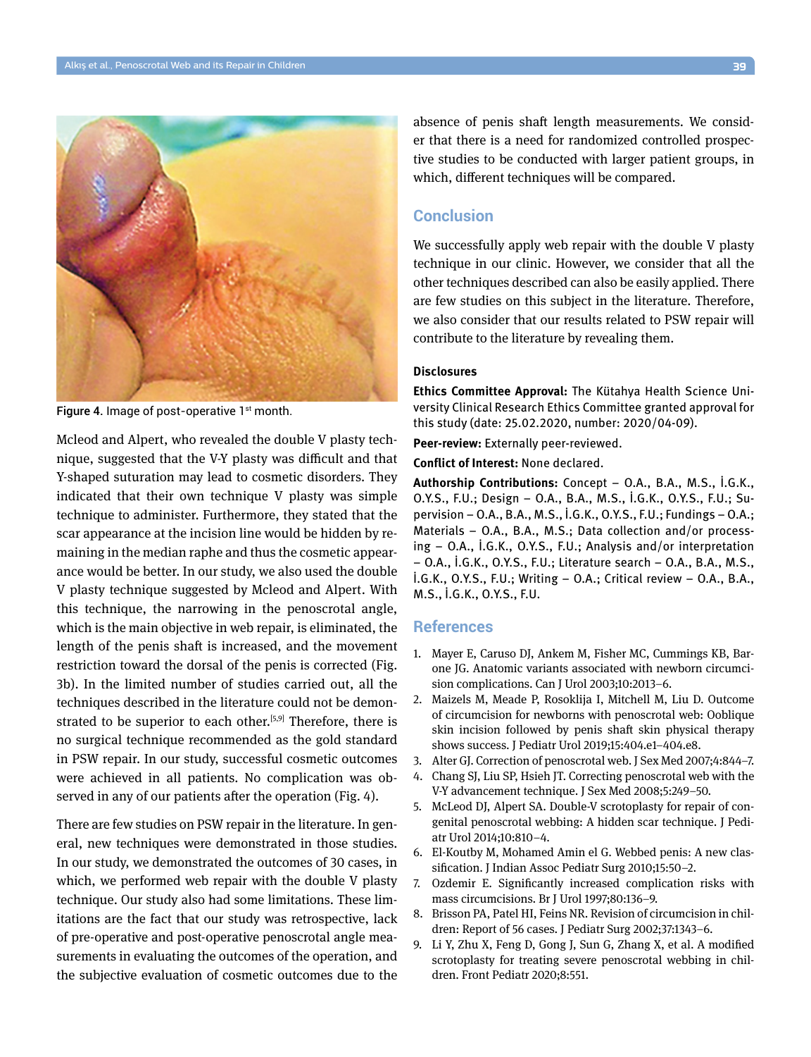Figure 4. Image of post-operative 1st month.

Mcleod and Alpert, who revealed the double V plasty technique, suggested that the V-Y plasty was difficult and that Y-shaped suturation may lead to cosmetic disorders. They indicated that their own technique V plasty was simple technique to administer. Furthermore, they stated that the scar appearance at the incision line would be hidden by remaining in the median raphe and thus the cosmetic appearance would be better. In our study, we also used the double V plasty technique suggested by Mcleod and Alpert. With this technique, the narrowing in the penoscrotal angle, which is the main objective in web repair, is eliminated, the length of the penis shaft is increased, and the movement restriction toward the dorsal of the penis is corrected (Fig. 3b). In the limited number of studies carried out, all the techniques described in the literature could not be demonstrated to be superior to each other.[5,9] Therefore, there is no surgical technique recommended as the gold standard in PSW repair. In our study, successful cosmetic outcomes were achieved in all patients. No complication was observed in any of our patients after the operation (Fig. 4).

There are few studies on PSW repair in the literature. In general, new techniques were demonstrated in those studies. In our study, we demonstrated the outcomes of 30 cases, in which, we performed web repair with the double V plasty technique. Our study also had some limitations. These limitations are the fact that our study was retrospective, lack of pre-operative and post-operative penoscrotal angle measurements in evaluating the outcomes of the operation, and the subjective evaluation of cosmetic outcomes due to the absence of penis shaft length measurements. We consider that there is a need for randomized controlled prospective studies to be conducted with larger patient groups, in which, different techniques will be compared.

## Conclusion

We successfully apply web repair with the double V plasty technique in our clinic. However, we consider that all the other techniques described can also be easily applied. There are few studies on this subject in the literature. Therefore, we also consider that our results related to PSW repair will contribute to the literature by revealing them.

#### Disclosures

**Ethics Committee Approval:** The Kütahya Health Science University Clinical Research Ethics Committee granted approval for this study (date: 25.02.2020, number: 2020/04-09).

**Peer-review:** Externally peer-reviewed.

**Conflict of Interest:** None declared.

**Authorship Contributions:** Concept – O.A., B.A., M.S., İ.G.K., O.Y.S., F.U.; Design – O.A., B.A., M.S., İ.G.K., O.Y.S., F.U.; Supervision – O.A., B.A., M.S., İ.G.K., O.Y.S., F.U.; Fundings – O.A.; Materials – O.A., B.A., M.S.; Data collection and/or processing – O.A., İ.G.K., O.Y.S., F.U.; Analysis and/or interpretation – O.A., İ.G.K., O.Y.S., F.U.; Literature search – O.A., B.A., M.S., İ.G.K., O.Y.S., F.U.; Writing – O.A.; Critical review – O.A., B.A., M.S., İ.G.K., O.Y.S., F.U.

## References

1. Mayer E, Caruso DJ, Ankem M, Fisher MC, Cummings KB, Barone JG. Anatomic variants associated with newborn circumcision complications. Can J Urol 2003;10:2013–6.
2. Maizels M, Meade P, Rosoklija I, Mitchell M, Liu D. Outcome of circumcision for newborns with penoscrotal web: Ooblique skin incision followed by penis shaft skin physical therapy shows success. J Pediatr Urol 2019;15:404.e1–404.e8.
3. Alter GJ. Correction of penoscrotal web. J Sex Med 2007;4:844–7.
4. Chang SJ, Liu SP, Hsieh JT. Correcting penoscrotal web with the V-Y advancement technique. J Sex Med 2008;5:249–50.
5. McLeod DJ, Alpert SA. Double-V scrotoplasty for repair of congenital penoscrotal webbing: A hidden scar technique. J Pediatr Urol 2014;10:810–4.
6. El-Koutby M, Mohamed Amin el G. Webbed penis: A new classification. J Indian Assoc Pediatr Surg 2010;15:50–2.
7. Ozdemir E. Significantly increased complication risks with mass circumcisions. Br J Urol 1997;80:136–9.
8. Brisson PA, Patel HI, Feins NR. Revision of circumcision in children: Report of 56 cases. J Pediatr Surg 2002;37:1343–6.
9. Li Y, Zhu X, Feng D, Gong J, Sun G, Zhang X, et al. A modified scrotoplasty for treating severe penoscrotal webbing in children. Front Pediatr 2020;8:551.